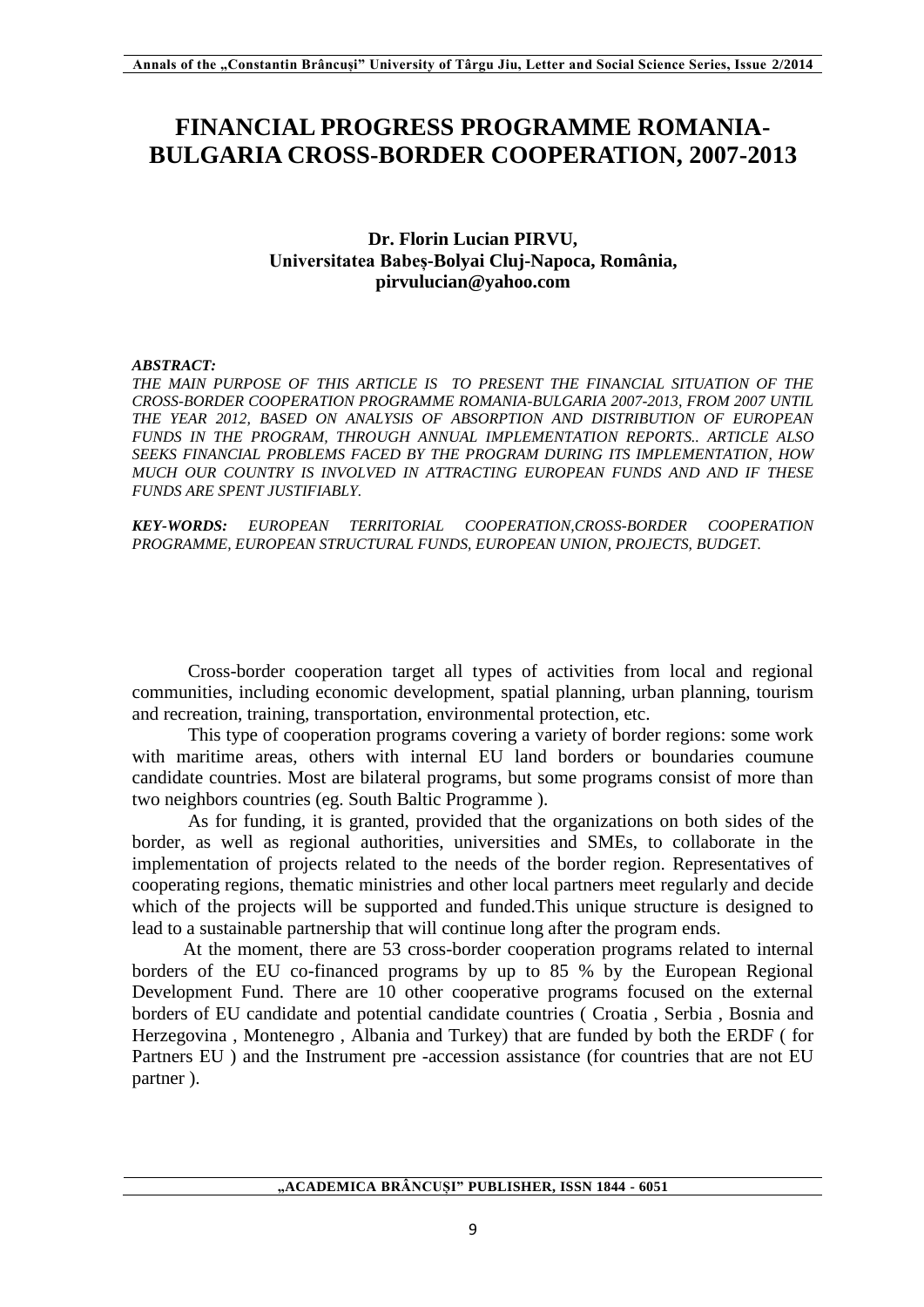# FINANCIAL PROGRESS PROGRAMME ROMANIA-BULGARIA CROSS-BORDER COOPERATION, 2007-2013

**Dr. Florin Lucian PIRVU,**
**Universitatea Babeş-Bolyai Cluj-Napoca, România,**
**pirvulucian@yahoo.com**

***ABSTRACT:***
*THE MAIN PURPOSE OF THIS ARTICLE IS TO PRESENT THE FINANCIAL SITUATION OF THE CROSS-BORDER COOPERATION PROGRAMME ROMANIA-BULGARIA 2007-2013, FROM 2007 UNTIL THE YEAR 2012, BASED ON ANALYSIS OF ABSORPTION AND DISTRIBUTION OF EUROPEAN FUNDS IN THE PROGRAM, THROUGH ANNUAL IMPLEMENTATION REPORTS.. ARTICLE ALSO SEEKS FINANCIAL PROBLEMS FACED BY THE PROGRAM DURING ITS IMPLEMENTATION, HOW MUCH OUR COUNTRY IS INVOLVED IN ATTRACTING EUROPEAN FUNDS AND AND IF THESE FUNDS ARE SPENT JUSTIFIABLY.*

***KEY-WORDS:*** *EUROPEAN TERRITORIAL COOPERATION,CROSS-BORDER COOPERATION PROGRAMME, EUROPEAN STRUCTURAL FUNDS, EUROPEAN UNION, PROJECTS, BUDGET.*

Cross-border cooperation target all types of activities from local and regional communities, including economic development, spatial planning, urban planning, tourism and recreation, training, transportation, environmental protection, etc.

This type of cooperation programs covering a variety of border regions: some work with maritime areas, others with internal EU land borders or boundaries coumune candidate countries. Most are bilateral programs, but some programs consist of more than two neighbors countries (eg. South Baltic Programme ).

As for funding, it is granted, provided that the organizations on both sides of the border, as well as regional authorities, universities and SMEs, to collaborate in the implementation of projects related to the needs of the border region. Representatives of cooperating regions, thematic ministries and other local partners meet regularly and decide which of the projects will be supported and funded.This unique structure is designed to lead to a sustainable partnership that will continue long after the program ends.

At the moment, there are 53 cross-border cooperation programs related to internal borders of the EU co-financed programs by up to 85 % by the European Regional Development Fund. There are 10 other cooperative programs focused on the external borders of EU candidate and potential candidate countries ( Croatia , Serbia , Bosnia and Herzegovina , Montenegro , Albania and Turkey) that are funded by both the ERDF ( for Partners EU ) and the Instrument pre -accession assistance (for countries that are not EU partner ).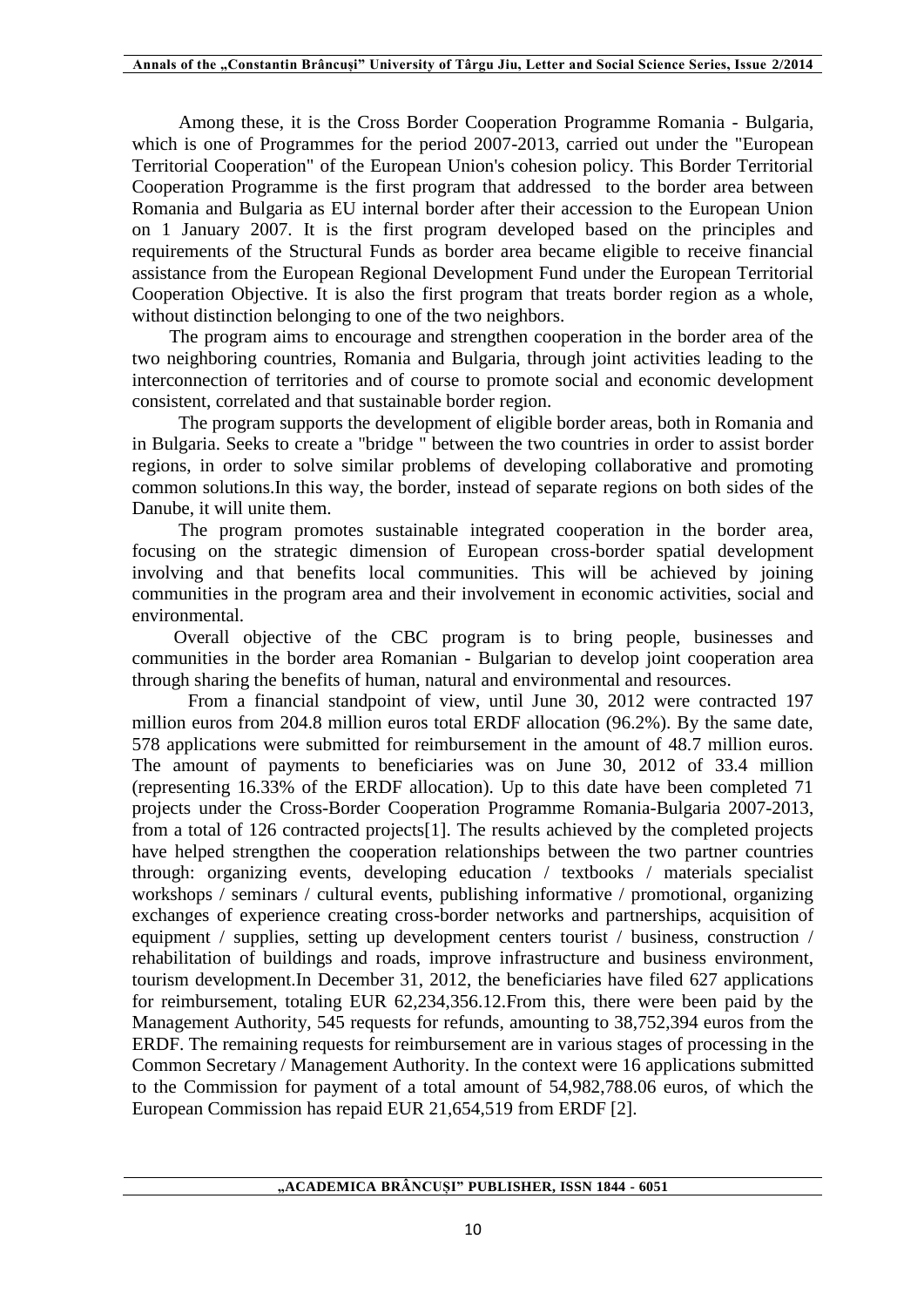Among these, it is the Cross Border Cooperation Programme Romania - Bulgaria, which is one of Programmes for the period 2007-2013, carried out under the "European Territorial Cooperation" of the European Union's cohesion policy. This Border Territorial Cooperation Programme is the first program that addressed to the border area between Romania and Bulgaria as EU internal border after their accession to the European Union on 1 January 2007. It is the first program developed based on the principles and requirements of the Structural Funds as border area became eligible to receive financial assistance from the European Regional Development Fund under the European Territorial Cooperation Objective. It is also the first program that treats border region as a whole, without distinction belonging to one of the two neighbors.

The program aims to encourage and strengthen cooperation in the border area of the two neighboring countries, Romania and Bulgaria, through joint activities leading to the interconnection of territories and of course to promote social and economic development consistent, correlated and that sustainable border region.

The program supports the development of eligible border areas, both in Romania and in Bulgaria. Seeks to create a "bridge " between the two countries in order to assist border regions, in order to solve similar problems of developing collaborative and promoting common solutions.In this way, the border, instead of separate regions on both sides of the Danube, it will unite them.

The program promotes sustainable integrated cooperation in the border area, focusing on the strategic dimension of European cross-border spatial development involving and that benefits local communities. This will be achieved by joining communities in the program area and their involvement in economic activities, social and environmental.

Overall objective of the CBC program is to bring people, businesses and communities in the border area Romanian - Bulgarian to develop joint cooperation area through sharing the benefits of human, natural and environmental and resources.

From a financial standpoint of view, until June 30, 2012 were contracted 197 million euros from 204.8 million euros total ERDF allocation (96.2%). By the same date, 578 applications were submitted for reimbursement in the amount of 48.7 million euros. The amount of payments to beneficiaries was on June 30, 2012 of 33.4 million (representing 16.33% of the ERDF allocation). Up to this date have been completed 71 projects under the Cross-Border Cooperation Programme Romania-Bulgaria 2007-2013, from a total of 126 contracted projects[1]. The results achieved by the completed projects have helped strengthen the cooperation relationships between the two partner countries through: organizing events, developing education / textbooks / materials specialist workshops / seminars / cultural events, publishing informative / promotional, organizing exchanges of experience creating cross-border networks and partnerships, acquisition of equipment / supplies, setting up development centers tourist / business, construction / rehabilitation of buildings and roads, improve infrastructure and business environment, tourism development.In December 31, 2012, the beneficiaries have filed 627 applications for reimbursement, totaling EUR 62,234,356.12.From this, there were been paid by the Management Authority, 545 requests for refunds, amounting to 38,752,394 euros from the ERDF. The remaining requests for reimbursement are in various stages of processing in the Common Secretary / Management Authority. In the context were 16 applications submitted to the Commission for payment of a total amount of 54,982,788.06 euros, of which the European Commission has repaid EUR 21,654,519 from ERDF [2].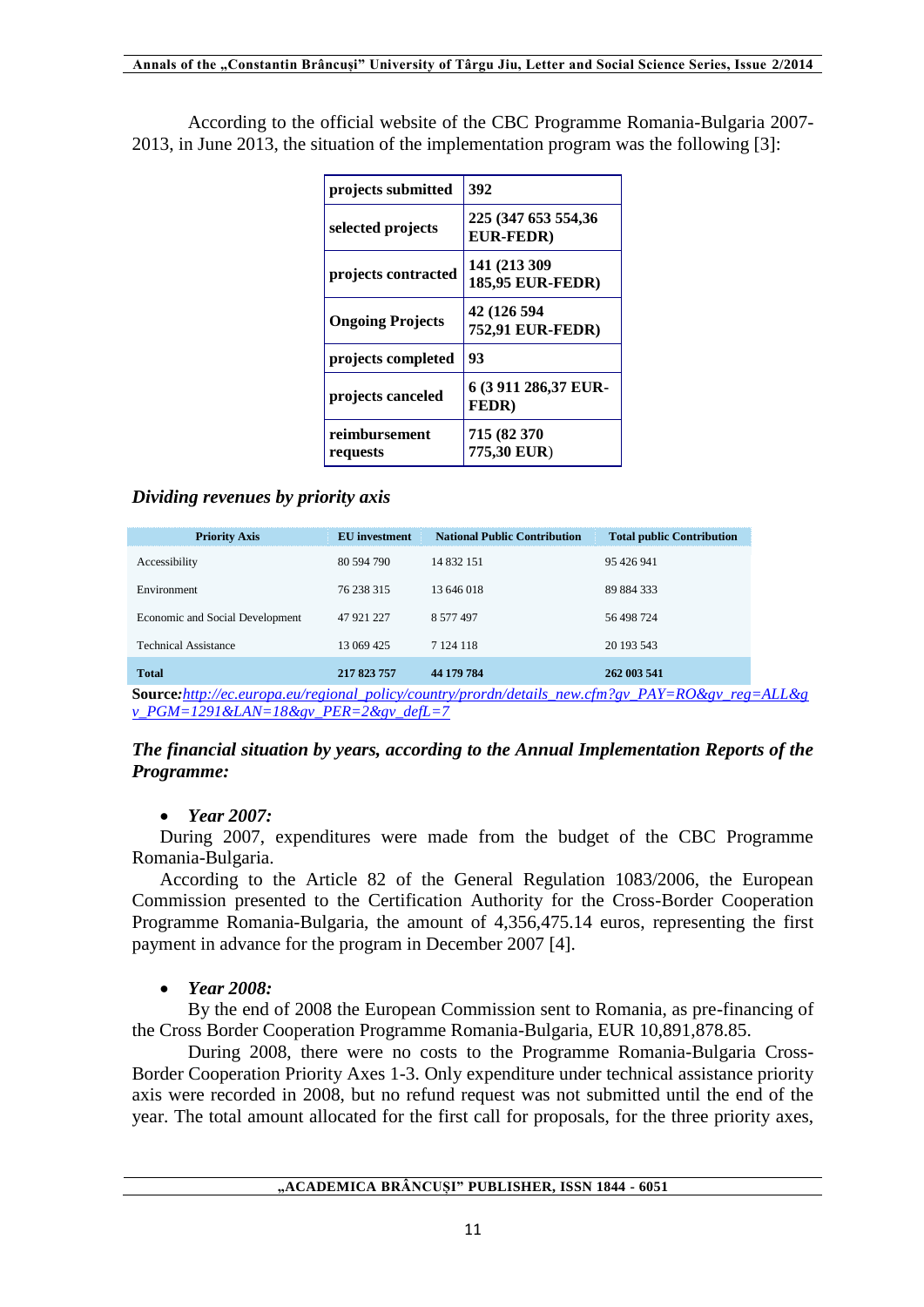According to the official website of the CBC Programme Romania-Bulgaria 2007-2013, in June 2013, the situation of the implementation program was the following [3]:

| | |
|---|---|
| **projects submitted** | **392** |
| **selected projects** | **225 (347 653 554,36 EUR-FEDR)** |
| **projects contracted** | **141 (213 309 185,95 EUR-FEDR)** |
| **Ongoing Projects** | **42 (126 594 752,91 EUR-FEDR)** |
| **projects completed** | **93** |
| **projects canceled** | **6 (3 911 286,37 EUR-FEDR)** |
| **reimbursement requests** | **715 (82 370 775,30 EUR)** |

***Dividing revenues by priority axis***

| Priority Axis | EU investment | National Public Contribution | Total public Contribution |
|---|---|---|---|
| Accessibility | 80 594 790 | 14 832 151 | 95 426 941 |
| Environment | 76 238 315 | 13 646 018 | 89 884 333 |
| Economic and Social Development | 47 921 227 | 8 577 497 | 56 498 724 |
| Technical Assistance | 13 069 425 | 7 124 118 | 20 193 543 |
| **Total** | **217 823 757** | **44 179 784** | **262 003 541** |

**Source:***http://ec.europa.eu/regional_policy/country/prordn/details_new.cfm?gv_PAY=RO&gv_reg=ALL&gv_PGM=1291&LAN=18&gv_PER=2&gv_defL=7*

***The financial situation by years, according to the Annual Implementation Reports of the Programme:***

- ***Year 2007:***

During 2007, expenditures were made from the budget of the CBC Programme Romania-Bulgaria.

According to the Article 82 of the General Regulation 1083/2006, the European Commission presented to the Certification Authority for the Cross-Border Cooperation Programme Romania-Bulgaria, the amount of 4,356,475.14 euros, representing the first payment in advance for the program in December 2007 [4].

- ***Year 2008:***

By the end of 2008 the European Commission sent to Romania, as pre-financing of the Cross Border Cooperation Programme Romania-Bulgaria, EUR 10,891,878.85.

During 2008, there were no costs to the Programme Romania-Bulgaria Cross-Border Cooperation Priority Axes 1-3. Only expenditure under technical assistance priority axis were recorded in 2008, but no refund request was not submitted until the end of the year. The total amount allocated for the first call for proposals, for the three priority axes,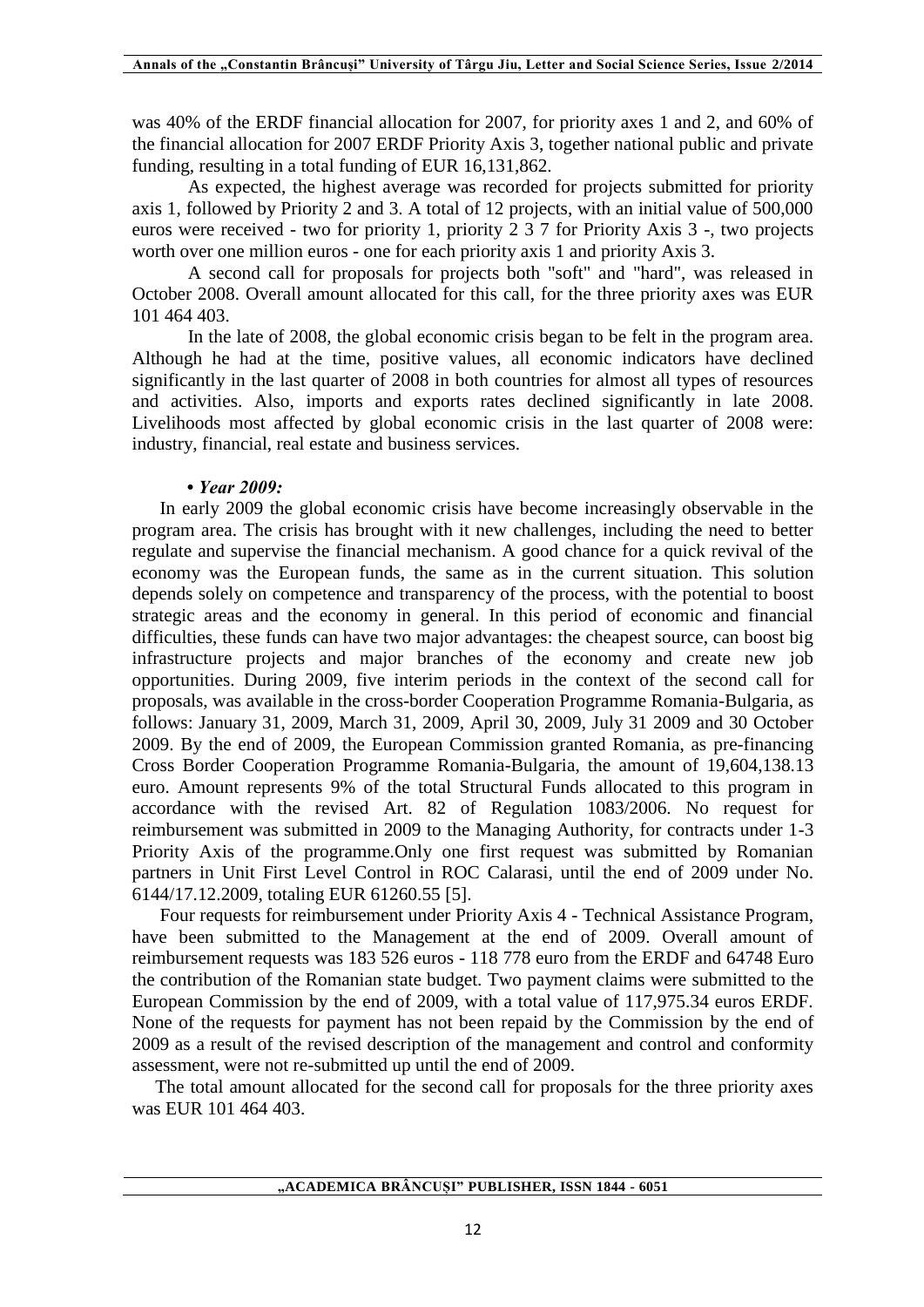was 40% of the ERDF financial allocation for 2007, for priority axes 1 and 2, and 60% of the financial allocation for 2007 ERDF Priority Axis 3, together national public and private funding, resulting in a total funding of EUR 16,131,862.

As expected, the highest average was recorded for projects submitted for priority axis 1, followed by Priority 2 and 3. A total of 12 projects, with an initial value of 500,000 euros were received - two for priority 1, priority 2 3 7 for Priority Axis 3 -, two projects worth over one million euros - one for each priority axis 1 and priority Axis 3.

A second call for proposals for projects both "soft" and "hard", was released in October 2008. Overall amount allocated for this call, for the three priority axes was EUR 101 464 403.

In the late of 2008, the global economic crisis began to be felt in the program area. Although he had at the time, positive values, all economic indicators have declined significantly in the last quarter of 2008 in both countries for almost all types of resources and activities. Also, imports and exports rates declined significantly in late 2008. Livelihoods most affected by global economic crisis in the last quarter of 2008 were: industry, financial, real estate and business services.

**• *Year 2009:***

In early 2009 the global economic crisis have become increasingly observable in the program area. The crisis has brought with it new challenges, including the need to better regulate and supervise the financial mechanism. A good chance for a quick revival of the economy was the European funds, the same as in the current situation. This solution depends solely on competence and transparency of the process, with the potential to boost strategic areas and the economy in general. In this period of economic and financial difficulties, these funds can have two major advantages: the cheapest source, can boost big infrastructure projects and major branches of the economy and create new job opportunities. During 2009, five interim periods in the context of the second call for proposals, was available in the cross-border Cooperation Programme Romania-Bulgaria, as follows: January 31, 2009, March 31, 2009, April 30, 2009, July 31 2009 and 30 October 2009. By the end of 2009, the European Commission granted Romania, as pre-financing Cross Border Cooperation Programme Romania-Bulgaria, the amount of 19,604,138.13 euro. Amount represents 9% of the total Structural Funds allocated to this program in accordance with the revised Art. 82 of Regulation 1083/2006. No request for reimbursement was submitted in 2009 to the Managing Authority, for contracts under 1-3 Priority Axis of the programme.Only one first request was submitted by Romanian partners in Unit First Level Control in ROC Calarasi, until the end of 2009 under No. 6144/17.12.2009, totaling EUR 61260.55 [5].

Four requests for reimbursement under Priority Axis 4 - Technical Assistance Program, have been submitted to the Management at the end of 2009. Overall amount of reimbursement requests was 183 526 euros - 118 778 euro from the ERDF and 64748 Euro the contribution of the Romanian state budget. Two payment claims were submitted to the European Commission by the end of 2009, with a total value of 117,975.34 euros ERDF. None of the requests for payment has not been repaid by the Commission by the end of 2009 as a result of the revised description of the management and control and conformity assessment, were not re-submitted up until the end of 2009.

The total amount allocated for the second call for proposals for the three priority axes was EUR 101 464 403.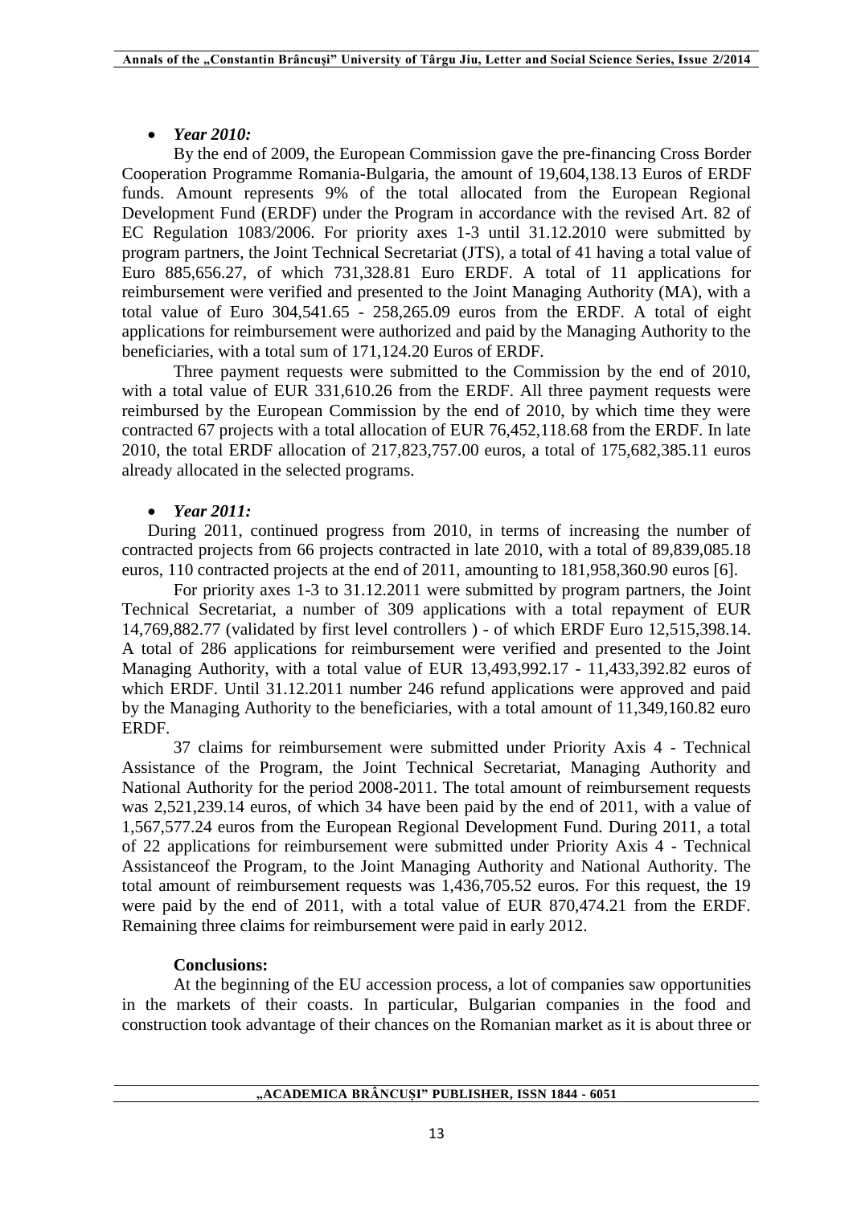- ***Year 2010:***

By the end of 2009, the European Commission gave the pre-financing Cross Border Cooperation Programme Romania-Bulgaria, the amount of 19,604,138.13 Euros of ERDF funds. Amount represents 9% of the total allocated from the European Regional Development Fund (ERDF) under the Program in accordance with the revised Art. 82 of EC Regulation 1083/2006. For priority axes 1-3 until 31.12.2010 were submitted by program partners, the Joint Technical Secretariat (JTS), a total of 41 having a total value of Euro 885,656.27, of which 731,328.81 Euro ERDF. A total of 11 applications for reimbursement were verified and presented to the Joint Managing Authority (MA), with a total value of Euro 304,541.65 - 258,265.09 euros from the ERDF. A total of eight applications for reimbursement were authorized and paid by the Managing Authority to the beneficiaries, with a total sum of 171,124.20 Euros of ERDF.

Three payment requests were submitted to the Commission by the end of 2010, with a total value of EUR 331,610.26 from the ERDF. All three payment requests were reimbursed by the European Commission by the end of 2010, by which time they were contracted 67 projects with a total allocation of EUR 76,452,118.68 from the ERDF. In late 2010, the total ERDF allocation of 217,823,757.00 euros, a total of 175,682,385.11 euros already allocated in the selected programs.

- ***Year 2011:***

During 2011, continued progress from 2010, in terms of increasing the number of contracted projects from 66 projects contracted in late 2010, with a total of 89,839,085.18 euros, 110 contracted projects at the end of 2011, amounting to 181,958,360.90 euros [6].

For priority axes 1-3 to 31.12.2011 were submitted by program partners, the Joint Technical Secretariat, a number of 309 applications with a total repayment of EUR 14,769,882.77 (validated by first level controllers ) - of which ERDF Euro 12,515,398.14. A total of 286 applications for reimbursement were verified and presented to the Joint Managing Authority, with a total value of EUR 13,493,992.17 - 11,433,392.82 euros of which ERDF. Until 31.12.2011 number 246 refund applications were approved and paid by the Managing Authority to the beneficiaries, with a total amount of 11,349,160.82 euro ERDF.

37 claims for reimbursement were submitted under Priority Axis 4 - Technical Assistance of the Program, the Joint Technical Secretariat, Managing Authority and National Authority for the period 2008-2011. The total amount of reimbursement requests was 2,521,239.14 euros, of which 34 have been paid by the end of 2011, with a value of 1,567,577.24 euros from the European Regional Development Fund. During 2011, a total of 22 applications for reimbursement were submitted under Priority Axis 4 - Technical Assistanceof the Program, to the Joint Managing Authority and National Authority. The total amount of reimbursement requests was 1,436,705.52 euros. For this request, the 19 were paid by the end of 2011, with a total value of EUR 870,474.21 from the ERDF. Remaining three claims for reimbursement were paid in early 2012.

**Conclusions:**

At the beginning of the EU accession process, a lot of companies saw opportunities in the markets of their coasts. In particular, Bulgarian companies in the food and construction took advantage of their chances on the Romanian market as it is about three or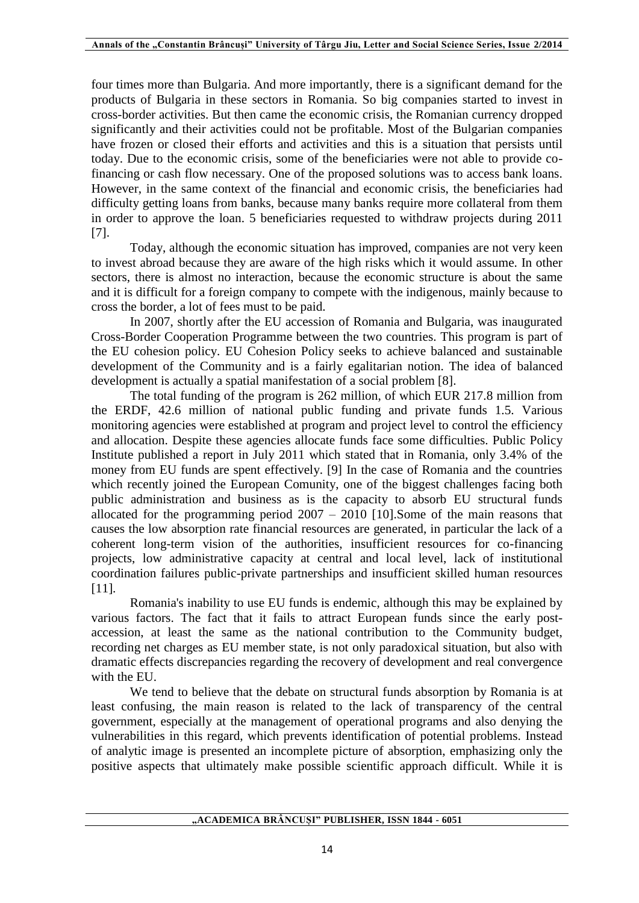four times more than Bulgaria. And more importantly, there is a significant demand for the products of Bulgaria in these sectors in Romania. So big companies started to invest in cross-border activities. But then came the economic crisis, the Romanian currency dropped significantly and their activities could not be profitable. Most of the Bulgarian companies have frozen or closed their efforts and activities and this is a situation that persists until today. Due to the economic crisis, some of the beneficiaries were not able to provide co-financing or cash flow necessary. One of the proposed solutions was to access bank loans. However, in the same context of the financial and economic crisis, the beneficiaries had difficulty getting loans from banks, because many banks require more collateral from them in order to approve the loan. 5 beneficiaries requested to withdraw projects during 2011 [7].

Today, although the economic situation has improved, companies are not very keen to invest abroad because they are aware of the high risks which it would assume. In other sectors, there is almost no interaction, because the economic structure is about the same and it is difficult for a foreign company to compete with the indigenous, mainly because to cross the border, a lot of fees must to be paid.

In 2007, shortly after the EU accession of Romania and Bulgaria, was inaugurated Cross-Border Cooperation Programme between the two countries. This program is part of the EU cohesion policy. EU Cohesion Policy seeks to achieve balanced and sustainable development of the Community and is a fairly egalitarian notion. The idea of balanced development is actually a spatial manifestation of a social problem [8].

The total funding of the program is 262 million, of which EUR 217.8 million from the ERDF, 42.6 million of national public funding and private funds 1.5. Various monitoring agencies were established at program and project level to control the efficiency and allocation. Despite these agencies allocate funds face some difficulties. Public Policy Institute published a report in July 2011 which stated that in Romania, only 3.4% of the money from EU funds are spent effectively. [9] In the case of Romania and the countries which recently joined the European Comunity, one of the biggest challenges facing both public administration and business as is the capacity to absorb EU structural funds allocated for the programming period 2007 – 2010 [10].Some of the main reasons that causes the low absorption rate financial resources are generated, in particular the lack of a coherent long-term vision of the authorities, insufficient resources for co-financing projects, low administrative capacity at central and local level, lack of institutional coordination failures public-private partnerships and insufficient skilled human resources [11].

Romania's inability to use EU funds is endemic, although this may be explained by various factors. The fact that it fails to attract European funds since the early post-accession, at least the same as the national contribution to the Community budget, recording net charges as EU member state, is not only paradoxical situation, but also with dramatic effects discrepancies regarding the recovery of development and real convergence with the EU.

We tend to believe that the debate on structural funds absorption by Romania is at least confusing, the main reason is related to the lack of transparency of the central government, especially at the management of operational programs and also denying the vulnerabilities in this regard, which prevents identification of potential problems. Instead of analytic image is presented an incomplete picture of absorption, emphasizing only the positive aspects that ultimately make possible scientific approach difficult. While it is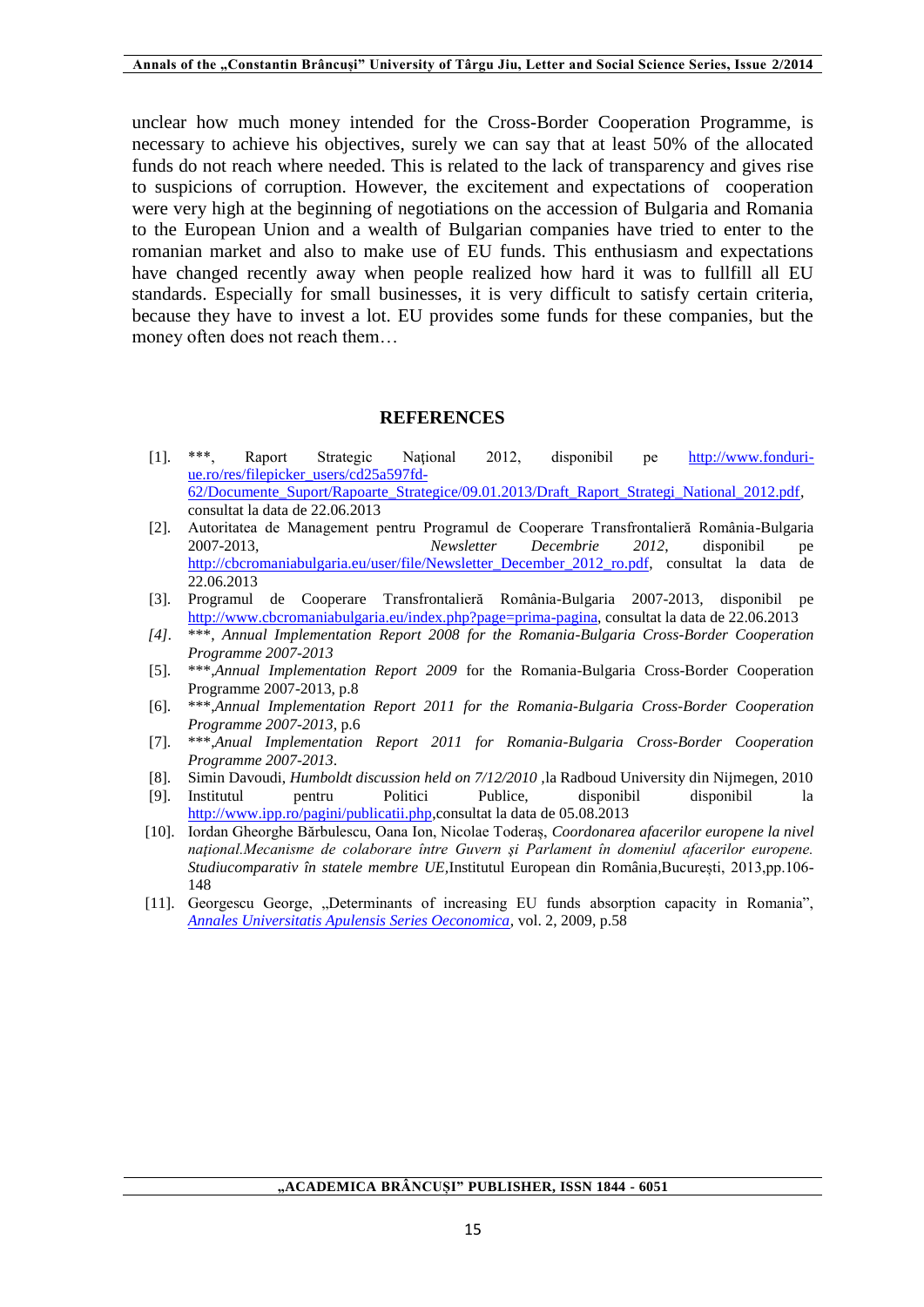unclear how much money intended for the Cross-Border Cooperation Programme, is necessary to achieve his objectives, surely we can say that at least 50% of the allocated funds do not reach where needed. This is related to the lack of transparency and gives rise to suspicions of corruption. However, the excitement and expectations of cooperation were very high at the beginning of negotiations on the accession of Bulgaria and Romania to the European Union and a wealth of Bulgarian companies have tried to enter to the romanian market and also to make use of EU funds. This enthusiasm and expectations have changed recently away when people realized how hard it was to fullfill all EU standards. Especially for small businesses, it is very difficult to satisfy certain criteria, because they have to invest a lot. EU provides some funds for these companies, but the money often does not reach them…

## REFERENCES

[1]. ***, Raport Strategic Național 2012, disponibil pe http://www.fonduri-ue.ro/res/filepicker_users/cd25a597fd-62/Documente_Suport/Rapoarte_Strategice/09.01.2013/Draft_Raport_Strategi_National_2012.pdf, consultat la data de 22.06.2013

[2]. Autoritatea de Management pentru Programul de Cooperare Transfrontalieră România-Bulgaria 2007-2013, *Newsletter Decembrie 2012*, disponibil pe http://cbcromaniabulgaria.eu/user/file/Newsletter_December_2012_ro.pdf, consultat la data de 22.06.2013

[3]. Programul de Cooperare Transfrontalieră România-Bulgaria 2007-2013, disponibil pe http://www.cbcromaniabulgaria.eu/index.php?page=prima-pagina, consultat la data de 22.06.2013

*[4].* ***, *Annual Implementation Report 2008 for the Romania-Bulgaria Cross-Border Cooperation Programme 2007-2013*

[5]. ***,*Annual Implementation Report 2009* for the Romania-Bulgaria Cross-Border Cooperation Programme 2007-2013, p.8

[6]. ***,*Annual Implementation Report 2011 for the Romania-Bulgaria Cross-Border Cooperation Programme 2007-2013*, p.6

[7]. ***,*Anual Implementation Report 2011 for Romania-Bulgaria Cross-Border Cooperation Programme 2007-2013*.

[8]. Simin Davoudi, *Humboldt discussion held on 7/12/2010* ,la Radboud University din Nijmegen, 2010

[9]. Institutul pentru Politici Publice, disponibil disponibil la http://www.ipp.ro/pagini/publicatii.php,consultat la data de 05.08.2013

[10]. Iordan Gheorghe Bărbulescu, Oana Ion, Nicolae Toderaș, *Coordonarea afacerilor europene la nivel național.Mecanisme de colaborare între Guvern și Parlament în domeniul afacerilor europene. Studiucomparativ în statele membre UE,*Institutul European din România,București, 2013,pp.106-148

[11]. Georgescu George, „Determinants of increasing EU funds absorption capacity in Romania", *Annales Universitatis Apulensis Series Oeconomica*, vol. 2, 2009, p.58